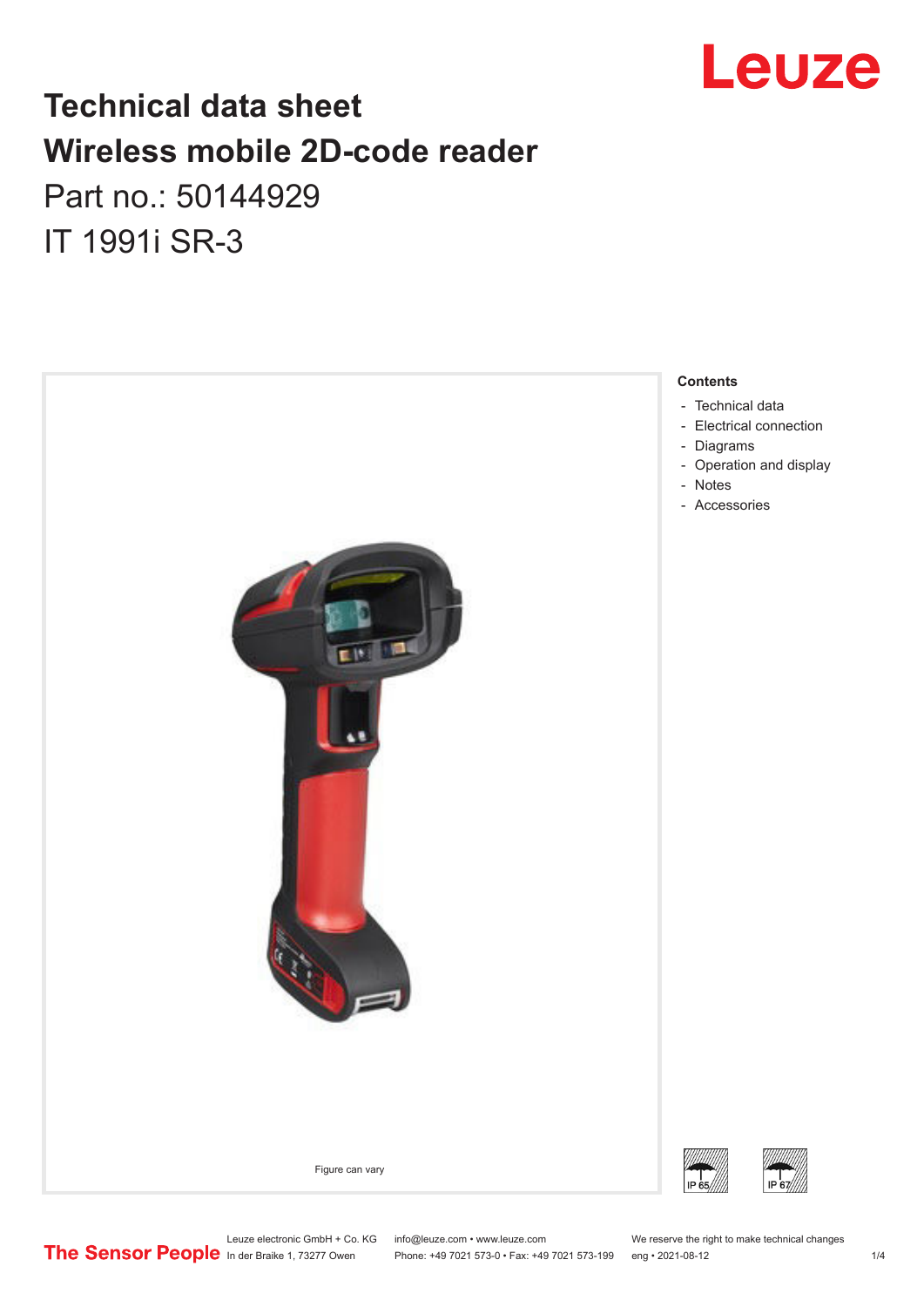# Technical data sheet
# Wireless mobile 2D-code reader

Part no.: 50144929

IT 1991i SR-3

Figure can vary

**Contents**

- Technical data
- Electrical connection
- Diagrams
- Operation and display
- Notes
- Accessories

IP 65 IP 67

Leuze electronic GmbH + Co. KG
In der Braike 1, 73277 Owen

info@leuze.com • www.leuze.com
Phone: +49 7021 573-0 • Fax: +49 7021 573-199

We reserve the right to make technical changes
eng • 2021-08-12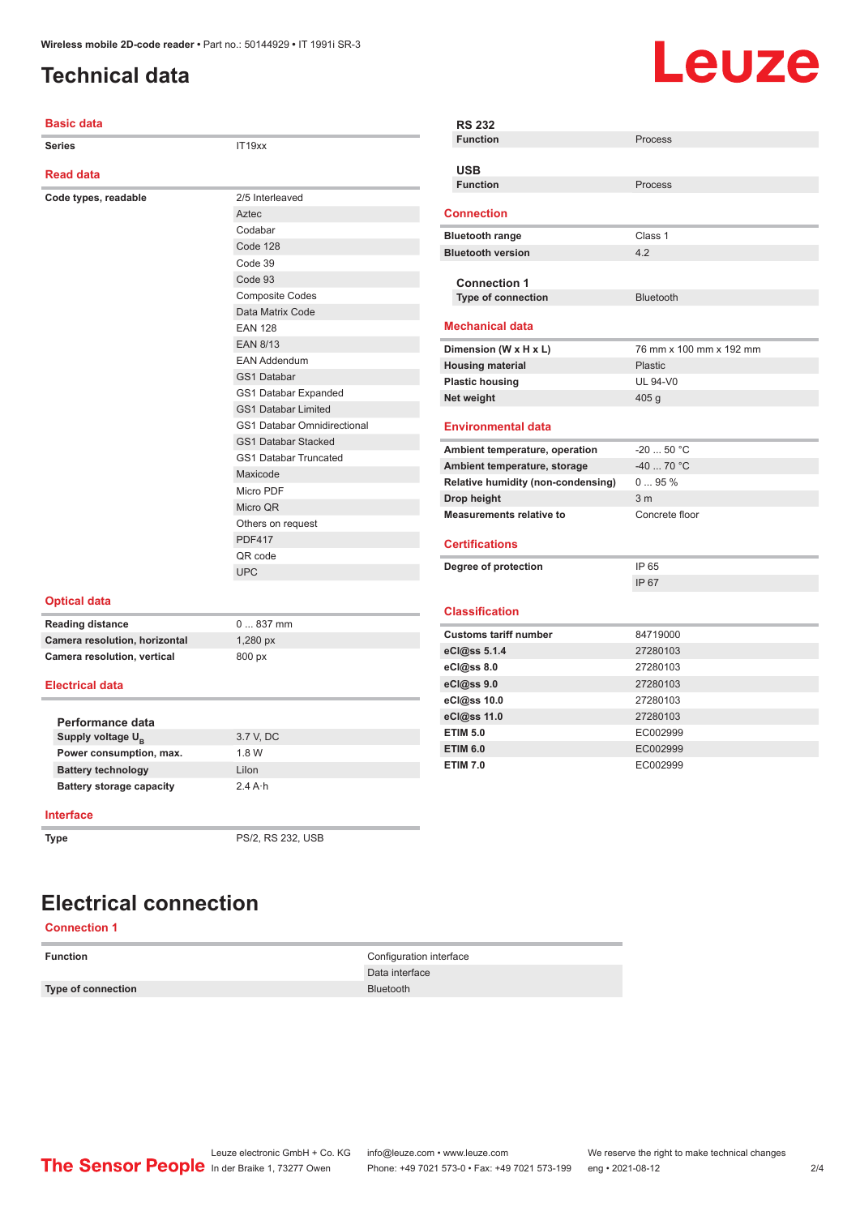# Technical data

## Basic data

| | |
|---|---|
| **Series** | IT19xx |

## Read data

| | |
|---|---|
| **Code types, readable** | 2/5 Interleaved |
| | Aztec |
| | Codabar |
| | Code 128 |
| | Code 39 |
| | Code 93 |
| | Composite Codes |
| | Data Matrix Code |
| | EAN 128 |
| | EAN 8/13 |
| | EAN Addendum |
| | GS1 Databar |
| | GS1 Databar Expanded |
| | GS1 Databar Limited |
| | GS1 Databar Omnidirectional |
| | GS1 Databar Stacked |
| | GS1 Databar Truncated |
| | Maxicode |
| | Micro PDF |
| | Micro QR |
| | Others on request |
| | PDF417 |
| | QR code |
| | UPC |

## Optical data

| | |
|---|---|
| **Reading distance** | 0 ... 837 mm |
| **Camera resolution, horizontal** | 1,280 px |
| **Camera resolution, vertical** | 800 px |

## Electrical data

### Performance data

| | |
|---|---|
| **Supply voltage $U_B$** | 3.7 V, DC |
| **Power consumption, max.** | 1.8 W |
| **Battery technology** | LiIon |
| **Battery storage capacity** | 2.4 A·h |

## Interface

| | |
|---|---|
| **Type** | PS/2, RS 232, USB |

### RS 232

| | |
|---|---|
| **Function** | Process |

### USB

| | |
|---|---|
| **Function** | Process |

## Connection

| | |
|---|---|
| **Bluetooth range** | Class 1 |
| **Bluetooth version** | 4.2 |

### Connection 1

| | |
|---|---|
| **Type of connection** | Bluetooth |

## Mechanical data

| | |
|---|---|
| **Dimension (W x H x L)** | 76 mm x 100 mm x 192 mm |
| **Housing material** | Plastic |
| **Plastic housing** | UL 94-V0 |
| **Net weight** | 405 g |

## Environmental data

| | |
|---|---|
| **Ambient temperature, operation** | -20 ... 50 °C |
| **Ambient temperature, storage** | -40 ... 70 °C |
| **Relative humidity (non-condensing)** | 0 ... 95 % |
| **Drop height** | 3 m |
| **Measurements relative to** | Concrete floor |

## Certifications

| | |
|---|---|
| **Degree of protection** | IP 65 |
| | IP 67 |

## Classification

| | |
|---|---|
| **Customs tariff number** | 84719000 |
| **eCl@ss 5.1.4** | 27280103 |
| **eCl@ss 8.0** | 27280103 |
| **eCl@ss 9.0** | 27280103 |
| **eCl@ss 10.0** | 27280103 |
| **eCl@ss 11.0** | 27280103 |
| **ETIM 5.0** | EC002999 |
| **ETIM 6.0** | EC002999 |
| **ETIM 7.0** | EC002999 |

# Electrical connection

## Connection 1

| | |
|---|---|
| **Function** | Configuration interface |
| | Data interface |
| **Type of connection** | Bluetooth |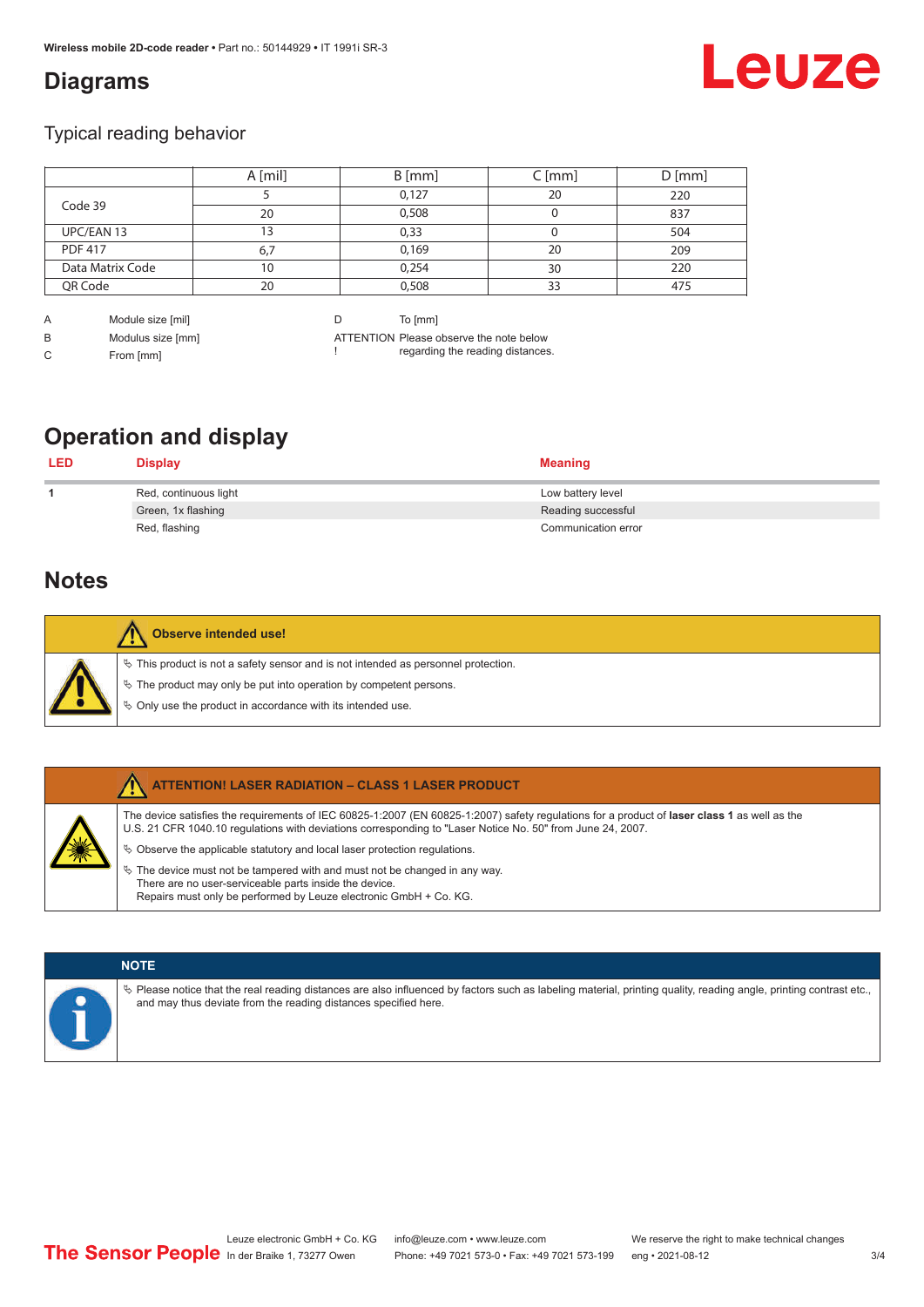# Diagrams

## Typical reading behavior

| | A [mil] | B [mm] | C [mm] | D [mm] |
|---|---|---|---|---|
| Code 39 | 5 | 0,127 | 20 | 220 |
| | 20 | 0,508 | 0 | 837 |
| UPC/EAN 13 | 13 | 0,33 | 0 | 504 |
| PDF 417 | 6,7 | 0,169 | 20 | 209 |
| Data Matrix Code | 10 | 0,254 | 30 | 220 |
| QR Code | 20 | 0,508 | 33 | 475 |

A Module size [mil]

B Modulus size [mm]

C From [mm]

D To [mm]

ATTENTION ! Please observe the note below regarding the reading distances.

# Operation and display

| LED | Display | Meaning |
|---|---|---|
| 1 | Red, continuous light | Low battery level |
| | Green, 1x flashing | Reading successful |
| | Red, flashing | Communication error |

# Notes

**Observe intended use!**

- This product is not a safety sensor and is not intended as personnel protection.
- The product may only be put into operation by competent persons.
- Only use the product in accordance with its intended use.

**ATTENTION! LASER RADIATION – CLASS 1 LASER PRODUCT**

The device satisfies the requirements of IEC 60825-1:2007 (EN 60825-1:2007) safety regulations for a product of **laser class 1** as well as the U.S. 21 CFR 1040.10 regulations with deviations corresponding to "Laser Notice No. 50" from June 24, 2007.

- Observe the applicable statutory and local laser protection regulations.
- The device must not be tampered with and must not be changed in any way.
  There are no user-serviceable parts inside the device.
  Repairs must only be performed by Leuze electronic GmbH + Co. KG.

**NOTE**

- Please notice that the real reading distances are also influenced by factors such as labeling material, printing quality, reading angle, printing contrast etc., and may thus deviate from the reading distances specified here.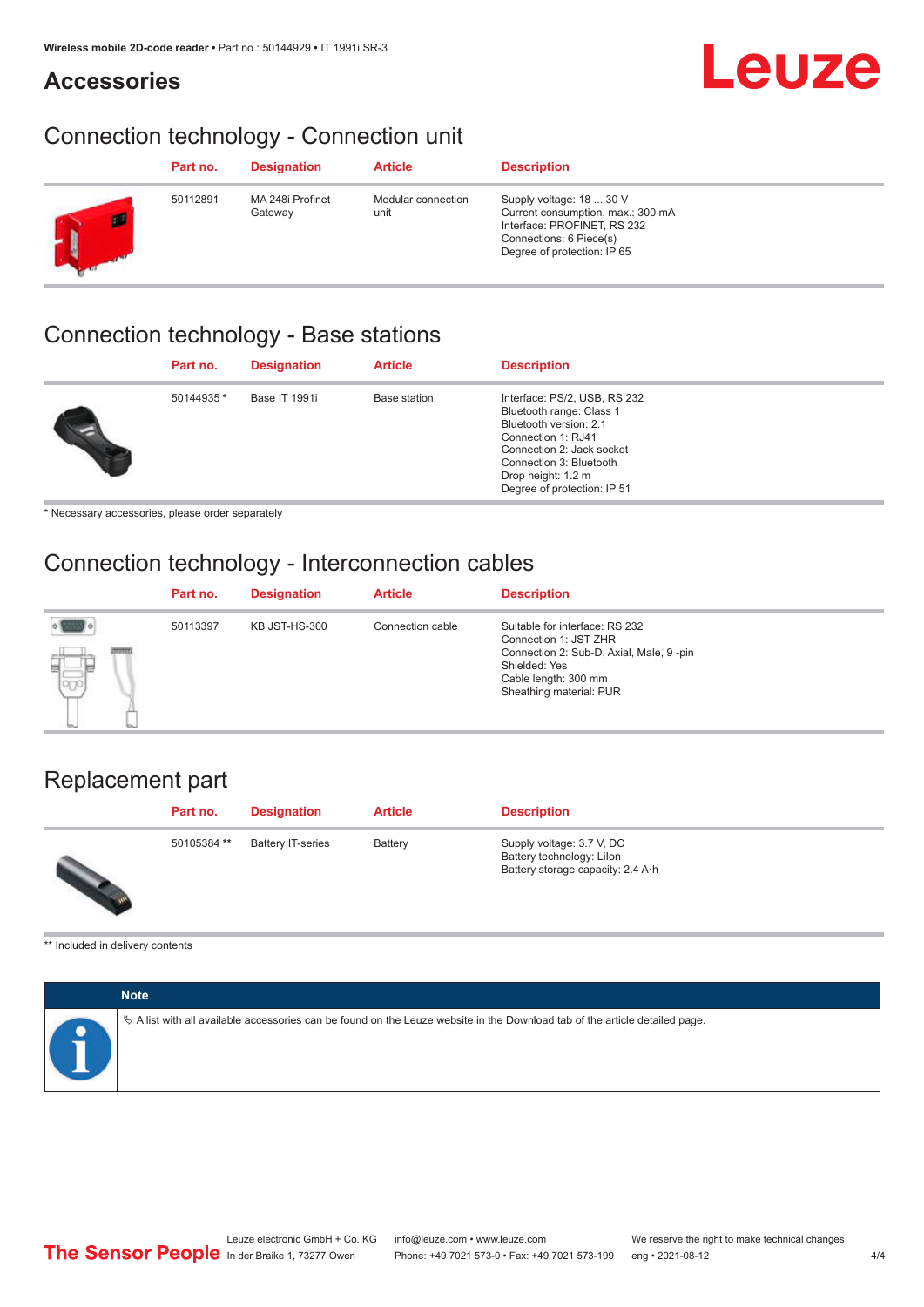## Accessories

### Connection technology - Connection unit

| Part no. | Designation | Article | Description |
|---|---|---|---|
| 50112891 | MA 248i Profinet Gateway | Modular connection unit | Supply voltage: 18 ... 30 V<br>Current consumption, max.: 300 mA<br>Interface: PROFINET, RS 232<br>Connections: 6 Piece(s)<br>Degree of protection: IP 65 |

### Connection technology - Base stations

| Part no. | Designation | Article | Description |
|---|---|---|---|
| 50144935 * | Base IT 1991i | Base station | Interface: PS/2, USB, RS 232<br>Bluetooth range: Class 1<br>Bluetooth version: 2.1<br>Connection 1: RJ41<br>Connection 2: Jack socket<br>Connection 3: Bluetooth<br>Drop height: 1.2 m<br>Degree of protection: IP 51 |

* Necessary accessories, please order separately

### Connection technology - Interconnection cables

| Part no. | Designation | Article | Description |
|---|---|---|---|
| 50113397 | KB JST-HS-300 | Connection cable | Suitable for interface: RS 232<br>Connection 1: JST ZHR<br>Connection 2: Sub-D, Axial, Male, 9 -pin<br>Shielded: Yes<br>Cable length: 300 mm<br>Sheathing material: PUR |

### Replacement part

| Part no. | Designation | Article | Description |
|---|---|---|---|
| 50105384 ** | Battery IT-series | Battery | Supply voltage: 3.7 V, DC<br>Battery technology: LiIon<br>Battery storage capacity: 2.4 A·h |

** Included in delivery contents

**Note**

A list with all available accessories can be found on the Leuze website in the Download tab of the article detailed page.